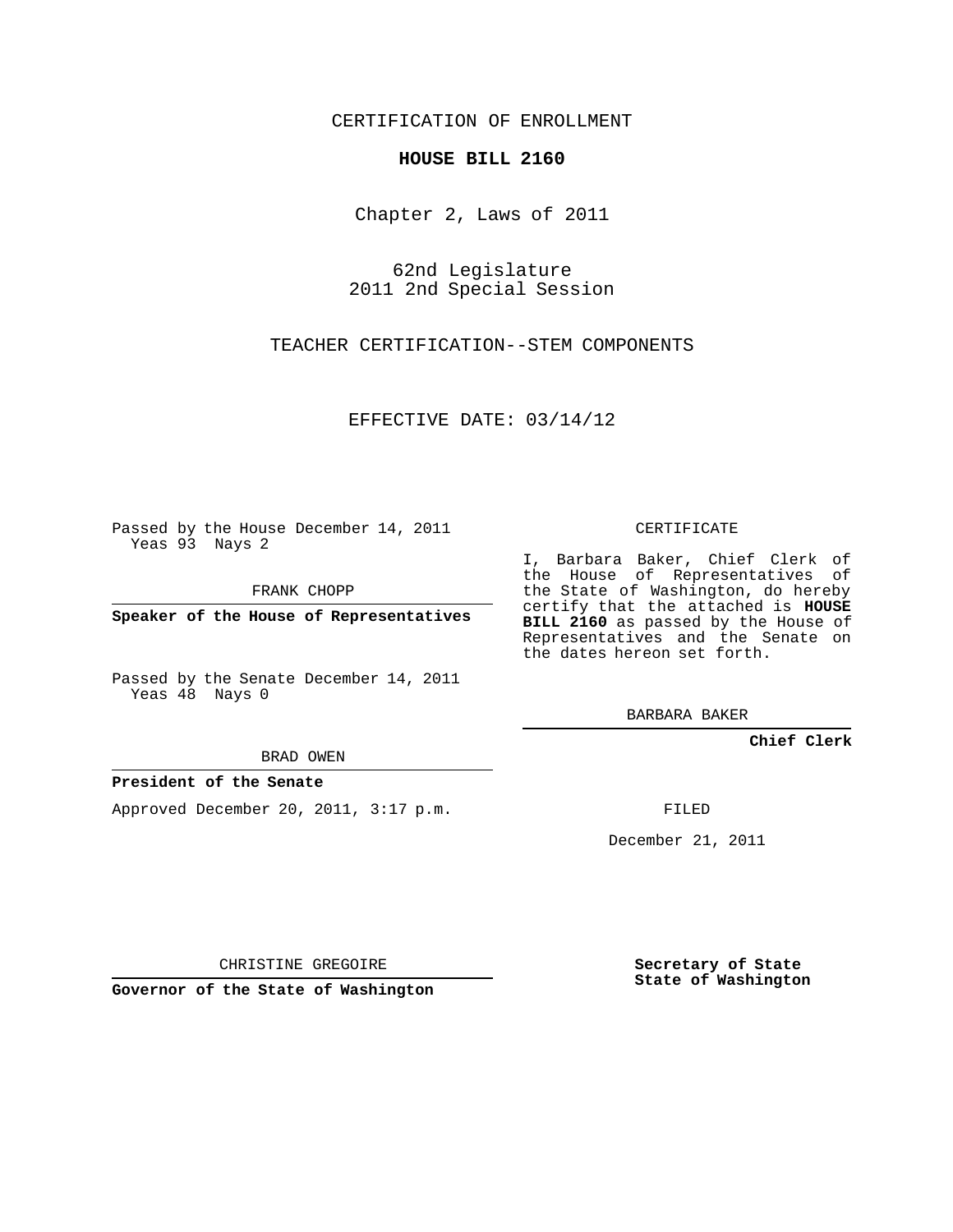CERTIFICATION OF ENROLLMENT

**HOUSE BILL 2160**

Chapter 2, Laws of 2011

62nd Legislature
2011 2nd Special Session

TEACHER CERTIFICATION--STEM COMPONENTS

EFFECTIVE DATE: 03/14/12

Passed by the House December 14, 2011
Yeas 93 Nays 2

FRANK CHOPP

**Speaker of the House of Representatives**

Passed by the Senate December 14, 2011
Yeas 48 Nays 0

BRAD OWEN

**President of the Senate**

Approved December 20, 2011, 3:17 p.m.

CHRISTINE GREGOIRE

**Governor of the State of Washington**

CERTIFICATE

I, Barbara Baker, Chief Clerk of the House of Representatives of the State of Washington, do hereby certify that the attached is **HOUSE BILL 2160** as passed by the House of Representatives and the Senate on the dates hereon set forth.

BARBARA BAKER

**Chief Clerk**

FILED

December 21, 2011

**Secretary of State**
**State of Washington**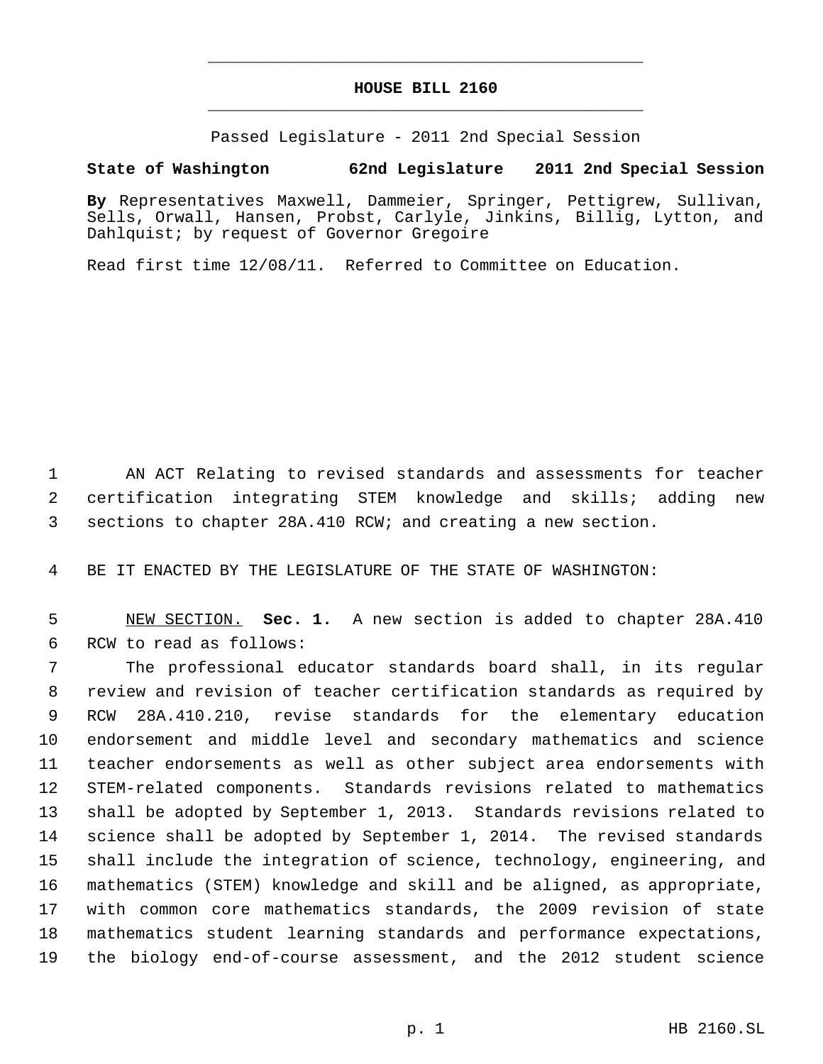# HOUSE BILL 2160

Passed Legislature - 2011 2nd Special Session

**State of Washington 62nd Legislature 2011 2nd Special Session**

**By** Representatives Maxwell, Dammeier, Springer, Pettigrew, Sullivan, Sells, Orwall, Hansen, Probst, Carlyle, Jinkins, Billig, Lytton, and Dahlquist; by request of Governor Gregoire

Read first time 12/08/11. Referred to Committee on Education.

AN ACT Relating to revised standards and assessments for teacher certification integrating STEM knowledge and skills; adding new sections to chapter 28A.410 RCW; and creating a new section.

BE IT ENACTED BY THE LEGISLATURE OF THE STATE OF WASHINGTON:

NEW SECTION. **Sec. 1.** A new section is added to chapter 28A.410 RCW to read as follows:

The professional educator standards board shall, in its regular review and revision of teacher certification standards as required by RCW 28A.410.210, revise standards for the elementary education endorsement and middle level and secondary mathematics and science teacher endorsements as well as other subject area endorsements with STEM-related components. Standards revisions related to mathematics shall be adopted by September 1, 2013. Standards revisions related to science shall be adopted by September 1, 2014. The revised standards shall include the integration of science, technology, engineering, and mathematics (STEM) knowledge and skill and be aligned, as appropriate, with common core mathematics standards, the 2009 revision of state mathematics student learning standards and performance expectations, the biology end-of-course assessment, and the 2012 student science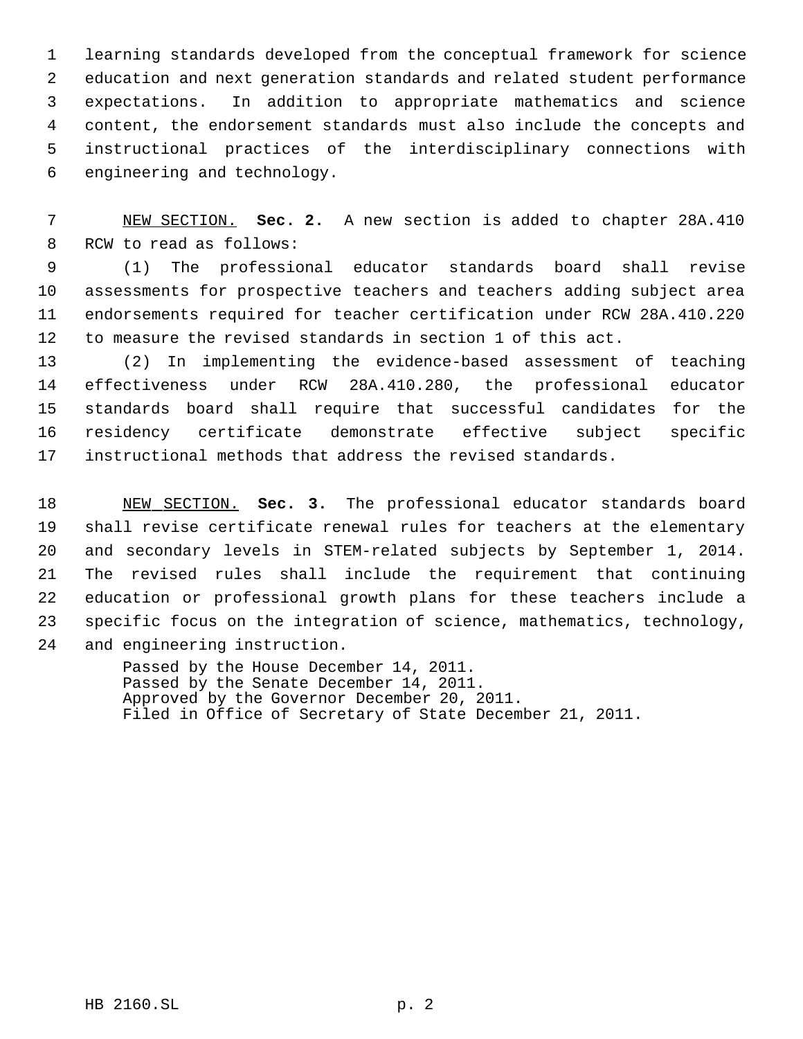learning standards developed from the conceptual framework for science education and next generation standards and related student performance expectations. In addition to appropriate mathematics and science content, the endorsement standards must also include the concepts and instructional practices of the interdisciplinary connections with engineering and technology.

NEW SECTION. **Sec. 2.** A new section is added to chapter 28A.410 RCW to read as follows:

(1) The professional educator standards board shall revise assessments for prospective teachers and teachers adding subject area endorsements required for teacher certification under RCW 28A.410.220 to measure the revised standards in section 1 of this act.

(2) In implementing the evidence-based assessment of teaching effectiveness under RCW 28A.410.280, the professional educator standards board shall require that successful candidates for the residency certificate demonstrate effective subject specific instructional methods that address the revised standards.

NEW SECTION. **Sec. 3.** The professional educator standards board shall revise certificate renewal rules for teachers at the elementary and secondary levels in STEM-related subjects by September 1, 2014. The revised rules shall include the requirement that continuing education or professional growth plans for these teachers include a specific focus on the integration of science, mathematics, technology, and engineering instruction.

Passed by the House December 14, 2011.
Passed by the Senate December 14, 2011.
Approved by the Governor December 20, 2011.
Filed in Office of Secretary of State December 21, 2011.